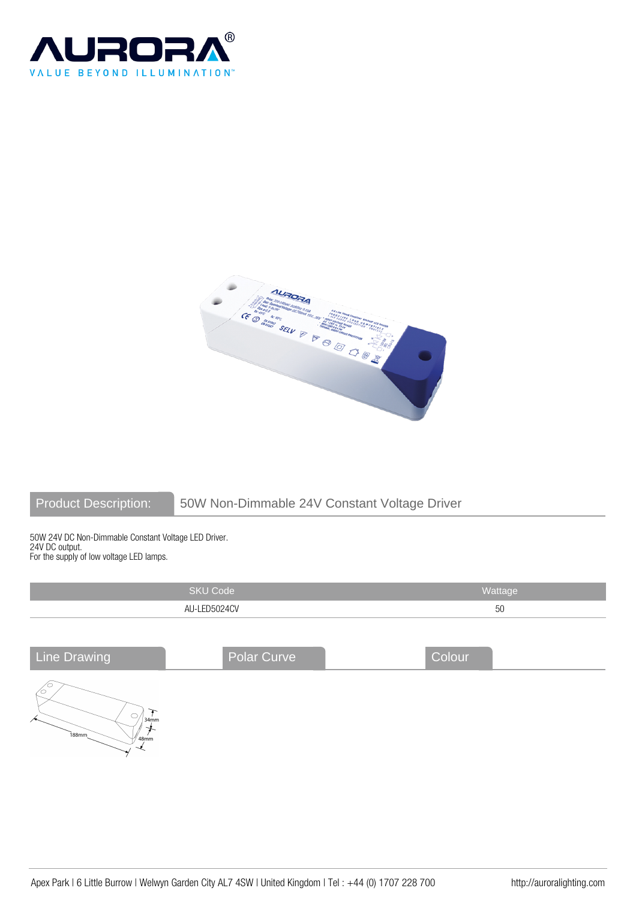AURORA®

VALUE BEYOND ILLUMINATION™

## Product Description: 50W Non-Dimmable 24V Constant Voltage Driver

50W 24V DC Non-Dimmable Constant Voltage LED Driver.
24V DC output.
For the supply of low voltage LED lamps.

| SKU Code | Wattage |
| --- | --- |
| AU-LED5024CV | 50 |

## Line Drawing

34mm
188mm
48mm

## Polar Curve

## Colour

Apex Park | 6 Little Burrow | Welwyn Garden City AL7 4SW | United Kingdom | Tel : +44 (0) 1707 228 700 http://auroralighting.com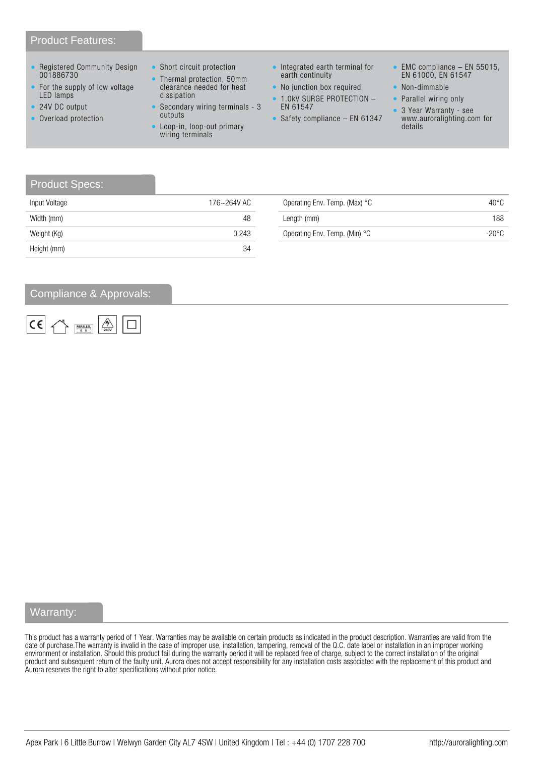## Product Features:

- Registered Community Design 001886730
- For the supply of low voltage LED lamps
- 24V DC output
- Overload protection
- Short circuit protection
- Thermal protection, 50mm clearance needed for heat dissipation
- Secondary wiring terminals - 3 outputs
- Loop-in, loop-out primary wiring terminals
- Integrated earth terminal for earth continuity
- No junction box required
- 1.0kV SURGE PROTECTION – EN 61547
- Safety compliance – EN 61347
- EMC compliance – EN 55015, EN 61000, EN 61547
- Non-dimmable
- Parallel wiring only
- 3 Year Warranty - see www.auroralighting.com for details

## Product Specs:

| | |
|---|---|
| Input Voltage | 176~264V AC |
| Width (mm) | 48 |
| Weight (Kg) | 0.243 |
| Height (mm) | 34 |

| | |
|---|---|
| Operating Env. Temp. (Max) °C | 40°C |
| Length (mm) | 188 |
| Operating Env. Temp. (Min) °C | -20°C |

## Compliance & Approvals:

## Warranty:

This product has a warranty period of 1 Year. Warranties may be available on certain products as indicated in the product description. Warranties are valid from the date of purchase.The warranty is invalid in the case of improper use, installation, tampering, removal of the Q.C. date label or installation in an improper working environment or installation. Should this product fail during the warranty period it will be replaced free of charge, subject to the correct installation of the original product and subsequent return of the faulty unit. Aurora does not accept responsibility for any installation costs associated with the replacement of this product and Aurora reserves the right to alter specifications without prior notice.

Apex Park | 6 Little Burrow | Welwyn Garden City AL7 4SW | United Kingdom | Tel : +44 (0) 1707 228 700 http://auroralighting.com